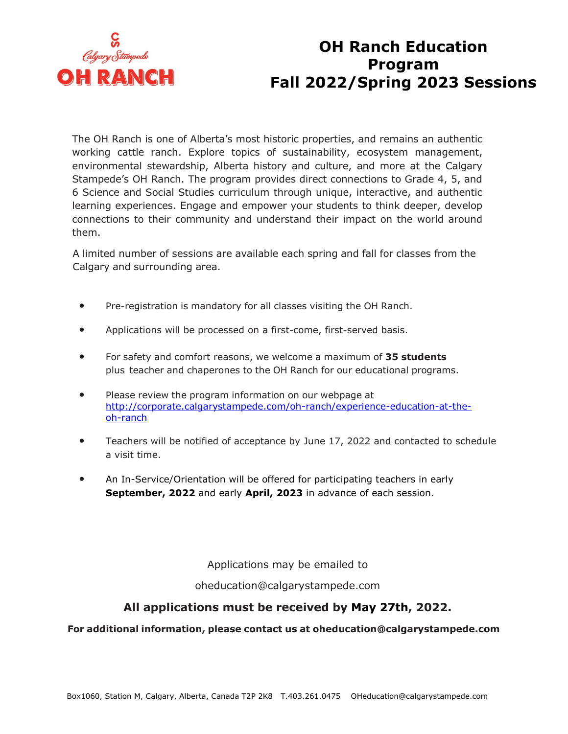# OH Ranch Education Program Fall 2022/Spring 2023 Sessions

The OH Ranch is one of Alberta's most historic properties, and remains an authentic working cattle ranch. Explore topics of sustainability, ecosystem management, environmental stewardship, Alberta history and culture, and more at the Calgary Stampede's OH Ranch. The program provides direct connections to Grade 4, 5, and 6 Science and Social Studies curriculum through unique, interactive, and authentic learning experiences. Engage and empower your students to think deeper, develop connections to their community and understand their impact on the world around them.

A limited number of sessions are available each spring and fall for classes from the Calgary and surrounding area.

- Pre-registration is mandatory for all classes visiting the OH Ranch.
- Applications will be processed on a first-come, first-served basis.
- For safety and comfort reasons, we welcome a maximum of **35 students** plus teacher and chaperones to the OH Ranch for our educational programs.
- Please review the program information on our webpage at [http://corporate.calgarystampede.com/oh-ranch/experience-education-at-the-oh-ranch](http://corporate.calgarystampede.com/oh-ranch/experience-education-at-the-oh-ranch)
- Teachers will be notified of acceptance by June 17, 2022 and contacted to schedule a visit time.
- An In-Service/Orientation will be offered for participating teachers in early **September, 2022** and early **April, 2023** in advance of each session.

Applications may be emailed to

oheducation@calgarystampede.com

**All applications must be received by May 27th, 2022.**

**For additional information, please contact us at oheducation@calgarystampede.com**

Box1060, Station M, Calgary, Alberta, Canada T2P 2K8 T.403.261.0475 OHeducation@calgarystampede.com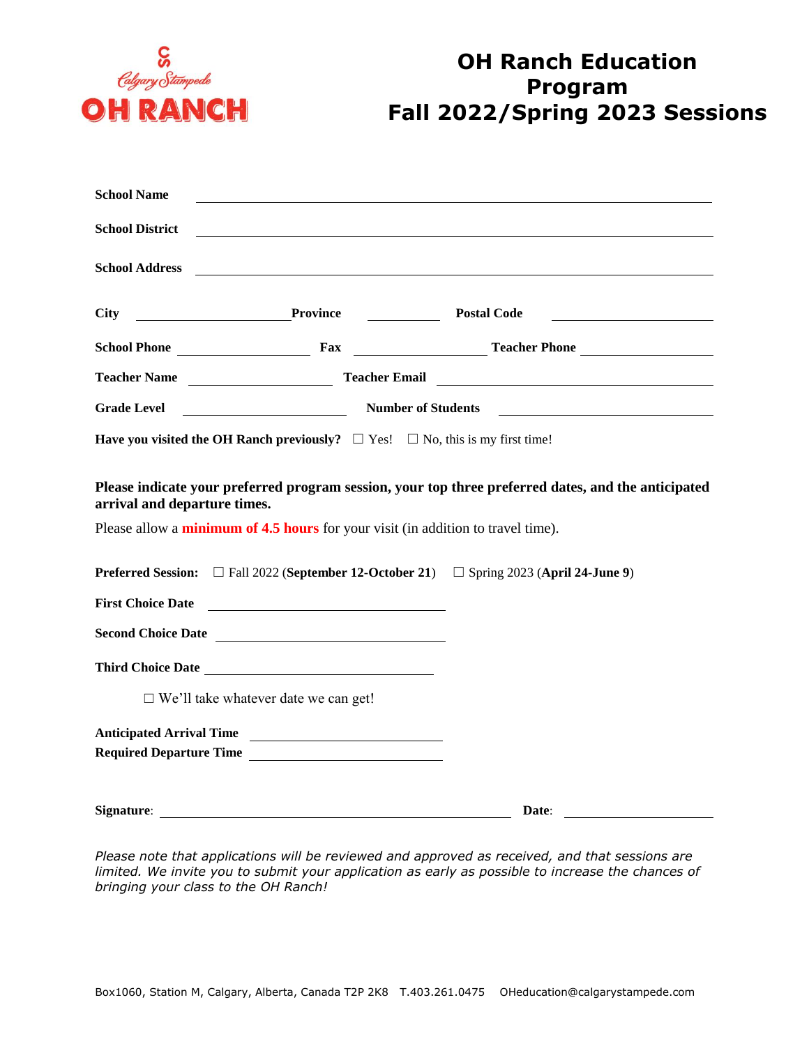Calgary Stampede
OH RANCH

# OH Ranch Education Program
# Fall 2022/Spring 2023 Sessions

**School Name** ______________________________

**School District** ______________________________

**School Address** ______________________________

**City** ____________ **Province** ________ **Postal Code** ____________

**School Phone** ____________ **Fax** ____________ **Teacher Phone** ____________

**Teacher Name** ____________ **Teacher Email** ____________

**Grade Level** ____________ **Number of Students** ____________

**Have you visited the OH Ranch previously?** ☐ Yes! ☐ No, this is my first time!

**Please indicate your preferred program session, your top three preferred dates, and the anticipated arrival and departure times.**

Please allow a **minimum of 4.5 hours** for your visit (in addition to travel time).

**Preferred Session:** ☐ Fall 2022 (**September 12-October 21**) ☐ Spring 2023 (**April 24-June 9**)

**First Choice Date** ____________

**Second Choice Date** ____________

**Third Choice Date** ____________

☐ We'll take whatever date we can get!

**Anticipated Arrival Time** ____________
**Required Departure Time** ____________

**Signature**: ______________________________ **Date**: ____________

*Please note that applications will be reviewed and approved as received, and that sessions are limited. We invite you to submit your application as early as possible to increase the chances of bringing your class to the OH Ranch!*

Box1060, Station M, Calgary, Alberta, Canada T2P 2K8 T.403.261.0475 OHeducation@calgarystampede.com